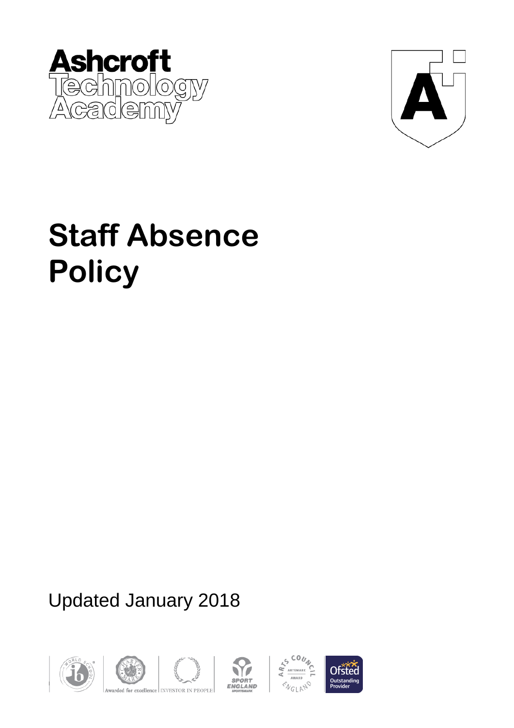Ashcroft Technology Academy

# Staff Absence Policy

Updated January 2018

Awarded for excellence | INVESTOR IN PEOPLE

SPORT ENGLAND SPORTSMARK

ARTS COUNCIL ENGLAND ARTSMARK AWARD

Ofsted Outstanding Provider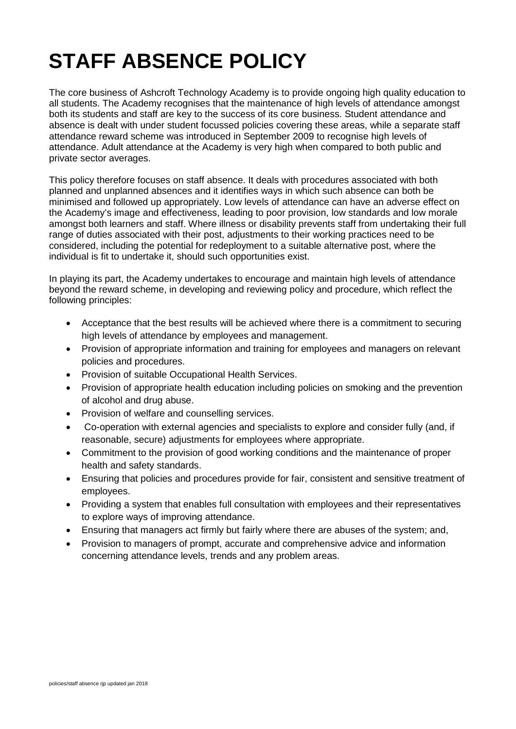# STAFF ABSENCE POLICY

The core business of Ashcroft Technology Academy is to provide ongoing high quality education to all students. The Academy recognises that the maintenance of high levels of attendance amongst both its students and staff are key to the success of its core business. Student attendance and absence is dealt with under student focussed policies covering these areas, while a separate staff attendance reward scheme was introduced in September 2009 to recognise high levels of attendance. Adult attendance at the Academy is very high when compared to both public and private sector averages.

This policy therefore focuses on staff absence. It deals with procedures associated with both planned and unplanned absences and it identifies ways in which such absence can both be minimised and followed up appropriately. Low levels of attendance can have an adverse effect on the Academy's image and effectiveness, leading to poor provision, low standards and low morale amongst both learners and staff. Where illness or disability prevents staff from undertaking their full range of duties associated with their post, adjustments to their working practices need to be considered, including the potential for redeployment to a suitable alternative post, where the individual is fit to undertake it, should such opportunities exist.

In playing its part, the Academy undertakes to encourage and maintain high levels of attendance beyond the reward scheme, in developing and reviewing policy and procedure, which reflect the following principles:

- Acceptance that the best results will be achieved where there is a commitment to securing high levels of attendance by employees and management.
- Provision of appropriate information and training for employees and managers on relevant policies and procedures.
- Provision of suitable Occupational Health Services.
- Provision of appropriate health education including policies on smoking and the prevention of alcohol and drug abuse.
- Provision of welfare and counselling services.
- Co-operation with external agencies and specialists to explore and consider fully (and, if reasonable, secure) adjustments for employees where appropriate.
- Commitment to the provision of good working conditions and the maintenance of proper health and safety standards.
- Ensuring that policies and procedures provide for fair, consistent and sensitive treatment of employees.
- Providing a system that enables full consultation with employees and their representatives to explore ways of improving attendance.
- Ensuring that managers act firmly but fairly where there are abuses of the system; and,
- Provision to managers of prompt, accurate and comprehensive advice and information concerning attendance levels, trends and any problem areas.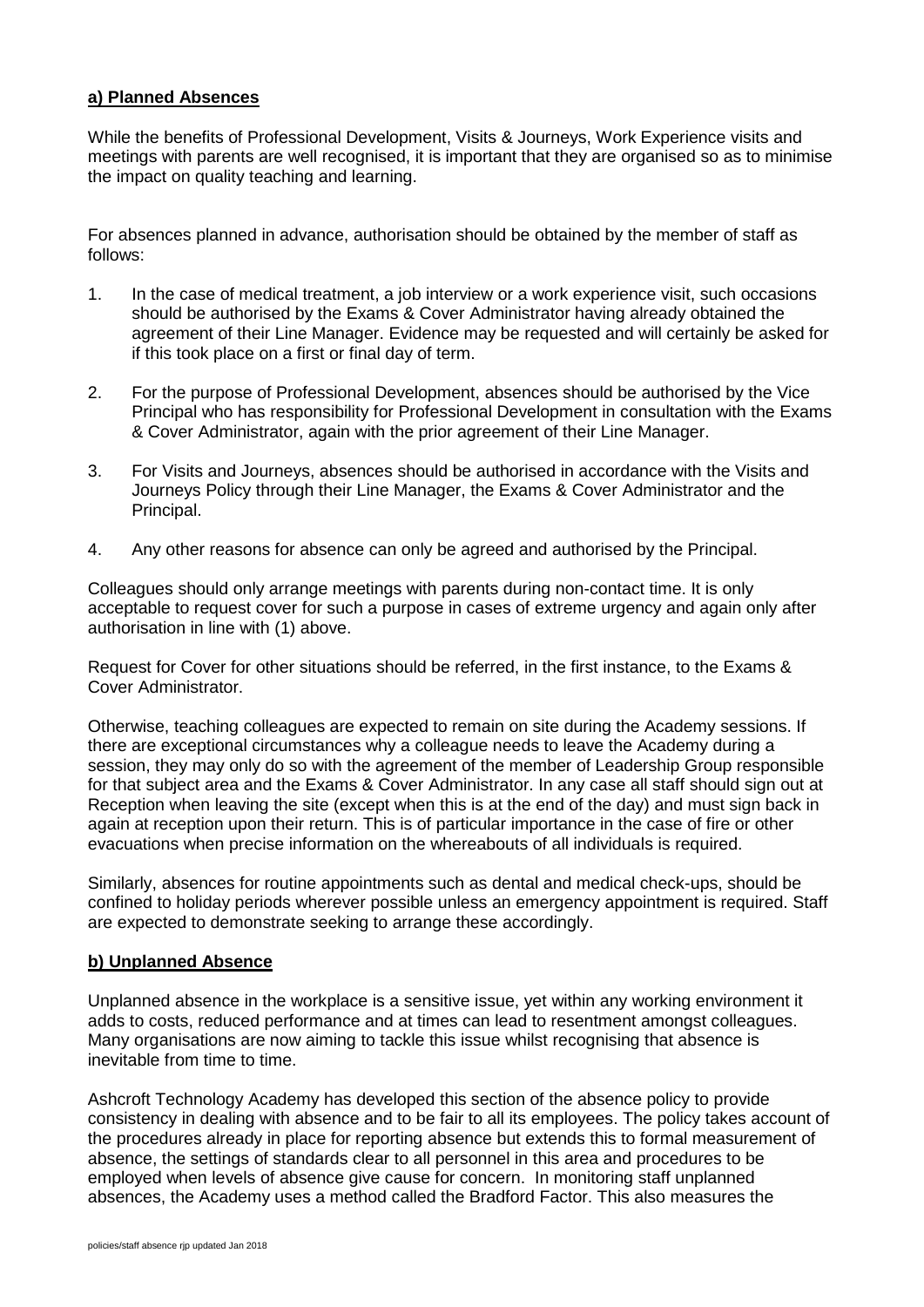## a) Planned Absences

While the benefits of Professional Development, Visits & Journeys, Work Experience visits and meetings with parents are well recognised, it is important that they are organised so as to minimise the impact on quality teaching and learning.

For absences planned in advance, authorisation should be obtained by the member of staff as follows:

1. In the case of medical treatment, a job interview or a work experience visit, such occasions should be authorised by the Exams & Cover Administrator having already obtained the agreement of their Line Manager. Evidence may be requested and will certainly be asked for if this took place on a first or final day of term.
2. For the purpose of Professional Development, absences should be authorised by the Vice Principal who has responsibility for Professional Development in consultation with the Exams & Cover Administrator, again with the prior agreement of their Line Manager.
3. For Visits and Journeys, absences should be authorised in accordance with the Visits and Journeys Policy through their Line Manager, the Exams & Cover Administrator and the Principal.
4. Any other reasons for absence can only be agreed and authorised by the Principal.

Colleagues should only arrange meetings with parents during non-contact time. It is only acceptable to request cover for such a purpose in cases of extreme urgency and again only after authorisation in line with (1) above.

Request for Cover for other situations should be referred, in the first instance, to the Exams & Cover Administrator.

Otherwise, teaching colleagues are expected to remain on site during the Academy sessions. If there are exceptional circumstances why a colleague needs to leave the Academy during a session, they may only do so with the agreement of the member of Leadership Group responsible for that subject area and the Exams & Cover Administrator. In any case all staff should sign out at Reception when leaving the site (except when this is at the end of the day) and must sign back in again at reception upon their return. This is of particular importance in the case of fire or other evacuations when precise information on the whereabouts of all individuals is required.

Similarly, absences for routine appointments such as dental and medical check-ups, should be confined to holiday periods wherever possible unless an emergency appointment is required. Staff are expected to demonstrate seeking to arrange these accordingly.

## b) Unplanned Absence

Unplanned absence in the workplace is a sensitive issue, yet within any working environment it adds to costs, reduced performance and at times can lead to resentment amongst colleagues. Many organisations are now aiming to tackle this issue whilst recognising that absence is inevitable from time to time.

Ashcroft Technology Academy has developed this section of the absence policy to provide consistency in dealing with absence and to be fair to all its employees. The policy takes account of the procedures already in place for reporting absence but extends this to formal measurement of absence, the settings of standards clear to all personnel in this area and procedures to be employed when levels of absence give cause for concern. In monitoring staff unplanned absences, the Academy uses a method called the Bradford Factor. This also measures the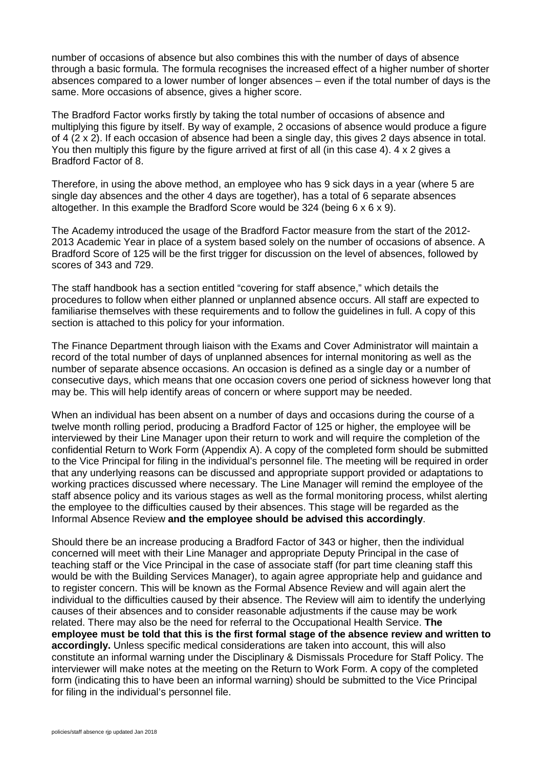number of occasions of absence but also combines this with the number of days of absence through a basic formula. The formula recognises the increased effect of a higher number of shorter absences compared to a lower number of longer absences – even if the total number of days is the same. More occasions of absence, gives a higher score.

The Bradford Factor works firstly by taking the total number of occasions of absence and multiplying this figure by itself. By way of example, 2 occasions of absence would produce a figure of 4 (2 x 2). If each occasion of absence had been a single day, this gives 2 days absence in total. You then multiply this figure by the figure arrived at first of all (in this case 4). 4 x 2 gives a Bradford Factor of 8.

Therefore, in using the above method, an employee who has 9 sick days in a year (where 5 are single day absences and the other 4 days are together), has a total of 6 separate absences altogether. In this example the Bradford Score would be 324 (being 6 x 6 x 9).

The Academy introduced the usage of the Bradford Factor measure from the start of the 2012-2013 Academic Year in place of a system based solely on the number of occasions of absence. A Bradford Score of 125 will be the first trigger for discussion on the level of absences, followed by scores of 343 and 729.

The staff handbook has a section entitled "covering for staff absence," which details the procedures to follow when either planned or unplanned absence occurs. All staff are expected to familiarise themselves with these requirements and to follow the guidelines in full. A copy of this section is attached to this policy for your information.

The Finance Department through liaison with the Exams and Cover Administrator will maintain a record of the total number of days of unplanned absences for internal monitoring as well as the number of separate absence occasions. An occasion is defined as a single day or a number of consecutive days, which means that one occasion covers one period of sickness however long that may be. This will help identify areas of concern or where support may be needed.

When an individual has been absent on a number of days and occasions during the course of a twelve month rolling period, producing a Bradford Factor of 125 or higher, the employee will be interviewed by their Line Manager upon their return to work and will require the completion of the confidential Return to Work Form (Appendix A). A copy of the completed form should be submitted to the Vice Principal for filing in the individual's personnel file. The meeting will be required in order that any underlying reasons can be discussed and appropriate support provided or adaptations to working practices discussed where necessary. The Line Manager will remind the employee of the staff absence policy and its various stages as well as the formal monitoring process, whilst alerting the employee to the difficulties caused by their absences. This stage will be regarded as the Informal Absence Review **and the employee should be advised this accordingly**.

Should there be an increase producing a Bradford Factor of 343 or higher, then the individual concerned will meet with their Line Manager and appropriate Deputy Principal in the case of teaching staff or the Vice Principal in the case of associate staff (for part time cleaning staff this would be with the Building Services Manager), to again agree appropriate help and guidance and to register concern. This will be known as the Formal Absence Review and will again alert the individual to the difficulties caused by their absence. The Review will aim to identify the underlying causes of their absences and to consider reasonable adjustments if the cause may be work related. There may also be the need for referral to the Occupational Health Service. **The employee must be told that this is the first formal stage of the absence review and written to accordingly.** Unless specific medical considerations are taken into account, this will also constitute an informal warning under the Disciplinary & Dismissals Procedure for Staff Policy. The interviewer will make notes at the meeting on the Return to Work Form. A copy of the completed form (indicating this to have been an informal warning) should be submitted to the Vice Principal for filing in the individual's personnel file.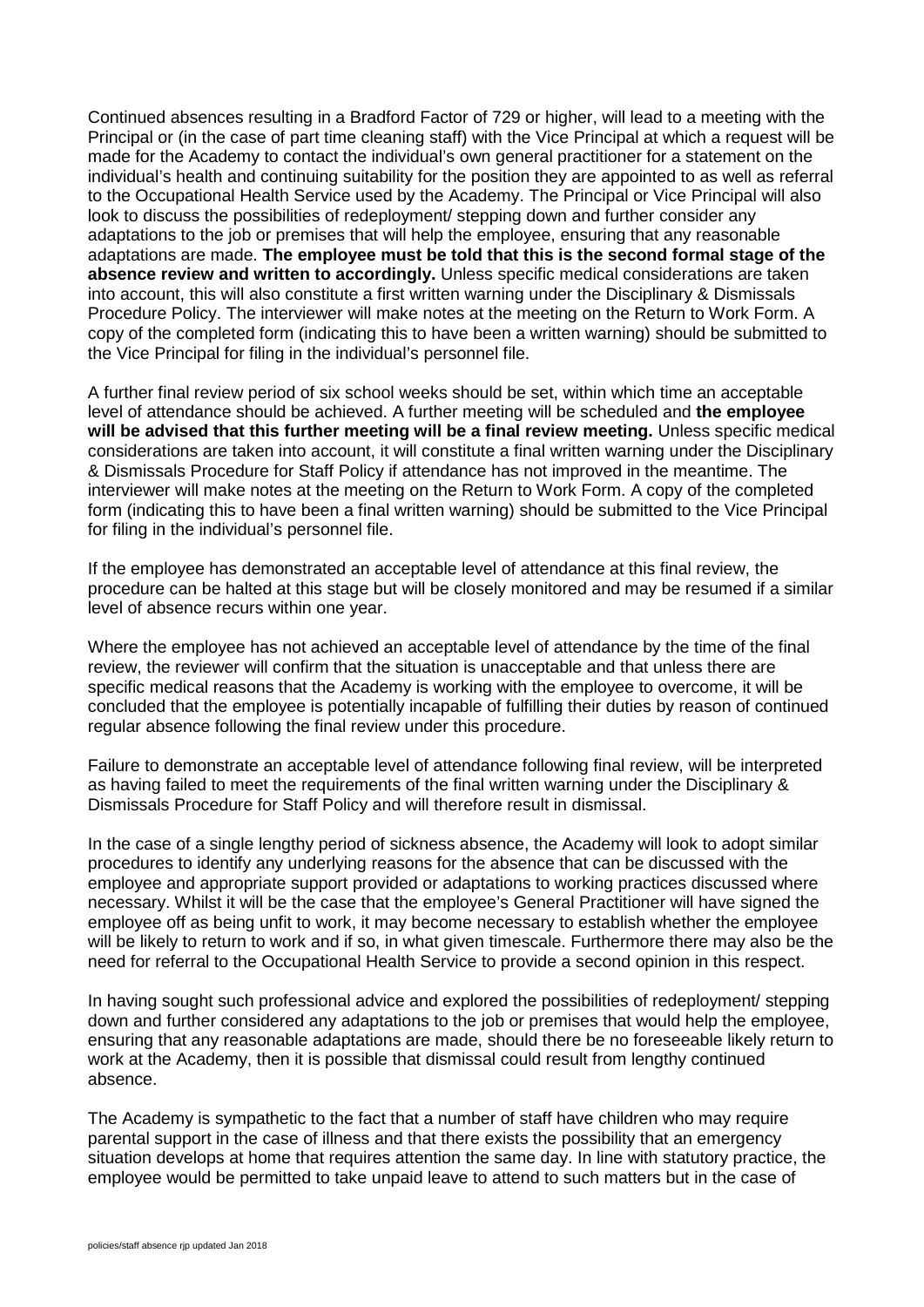Continued absences resulting in a Bradford Factor of 729 or higher, will lead to a meeting with the Principal or (in the case of part time cleaning staff) with the Vice Principal at which a request will be made for the Academy to contact the individual's own general practitioner for a statement on the individual's health and continuing suitability for the position they are appointed to as well as referral to the Occupational Health Service used by the Academy. The Principal or Vice Principal will also look to discuss the possibilities of redeployment/ stepping down and further consider any adaptations to the job or premises that will help the employee, ensuring that any reasonable adaptations are made. **The employee must be told that this is the second formal stage of the absence review and written to accordingly.** Unless specific medical considerations are taken into account, this will also constitute a first written warning under the Disciplinary & Dismissals Procedure Policy. The interviewer will make notes at the meeting on the Return to Work Form. A copy of the completed form (indicating this to have been a written warning) should be submitted to the Vice Principal for filing in the individual's personnel file.

A further final review period of six school weeks should be set, within which time an acceptable level of attendance should be achieved. A further meeting will be scheduled and **the employee will be advised that this further meeting will be a final review meeting.** Unless specific medical considerations are taken into account, it will constitute a final written warning under the Disciplinary & Dismissals Procedure for Staff Policy if attendance has not improved in the meantime. The interviewer will make notes at the meeting on the Return to Work Form. A copy of the completed form (indicating this to have been a final written warning) should be submitted to the Vice Principal for filing in the individual's personnel file.

If the employee has demonstrated an acceptable level of attendance at this final review, the procedure can be halted at this stage but will be closely monitored and may be resumed if a similar level of absence recurs within one year.

Where the employee has not achieved an acceptable level of attendance by the time of the final review, the reviewer will confirm that the situation is unacceptable and that unless there are specific medical reasons that the Academy is working with the employee to overcome, it will be concluded that the employee is potentially incapable of fulfilling their duties by reason of continued regular absence following the final review under this procedure.

Failure to demonstrate an acceptable level of attendance following final review, will be interpreted as having failed to meet the requirements of the final written warning under the Disciplinary & Dismissals Procedure for Staff Policy and will therefore result in dismissal.

In the case of a single lengthy period of sickness absence, the Academy will look to adopt similar procedures to identify any underlying reasons for the absence that can be discussed with the employee and appropriate support provided or adaptations to working practices discussed where necessary. Whilst it will be the case that the employee's General Practitioner will have signed the employee off as being unfit to work, it may become necessary to establish whether the employee will be likely to return to work and if so, in what given timescale. Furthermore there may also be the need for referral to the Occupational Health Service to provide a second opinion in this respect.

In having sought such professional advice and explored the possibilities of redeployment/ stepping down and further considered any adaptations to the job or premises that would help the employee, ensuring that any reasonable adaptations are made, should there be no foreseeable likely return to work at the Academy, then it is possible that dismissal could result from lengthy continued absence.

The Academy is sympathetic to the fact that a number of staff have children who may require parental support in the case of illness and that there exists the possibility that an emergency situation develops at home that requires attention the same day. In line with statutory practice, the employee would be permitted to take unpaid leave to attend to such matters but in the case of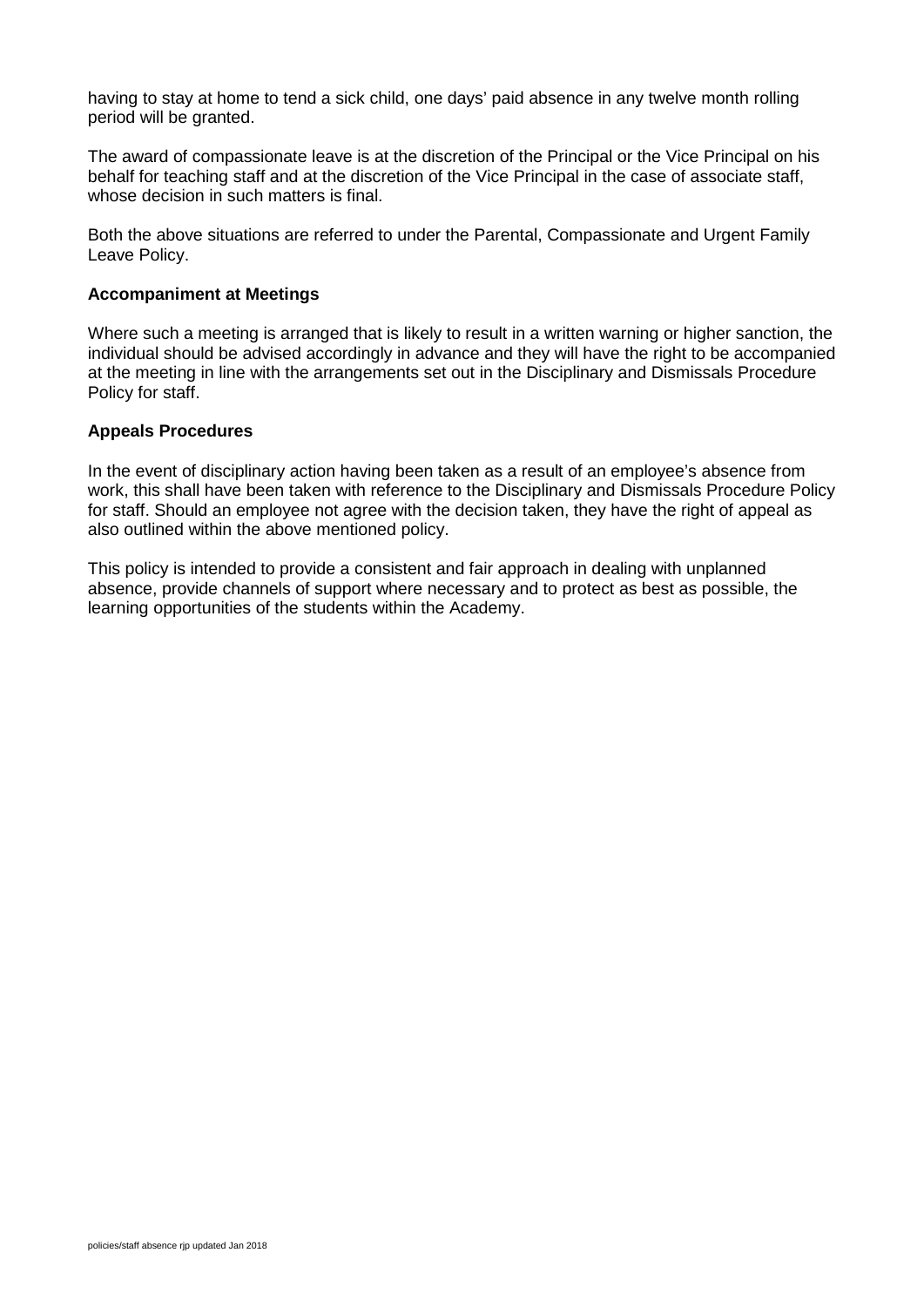having to stay at home to tend a sick child, one days' paid absence in any twelve month rolling period will be granted.

The award of compassionate leave is at the discretion of the Principal or the Vice Principal on his behalf for teaching staff and at the discretion of the Vice Principal in the case of associate staff, whose decision in such matters is final.

Both the above situations are referred to under the Parental, Compassionate and Urgent Family Leave Policy.

**Accompaniment at Meetings**

Where such a meeting is arranged that is likely to result in a written warning or higher sanction, the individual should be advised accordingly in advance and they will have the right to be accompanied at the meeting in line with the arrangements set out in the Disciplinary and Dismissals Procedure Policy for staff.

**Appeals Procedures**

In the event of disciplinary action having been taken as a result of an employee's absence from work, this shall have been taken with reference to the Disciplinary and Dismissals Procedure Policy for staff. Should an employee not agree with the decision taken, they have the right of appeal as also outlined within the above mentioned policy.

This policy is intended to provide a consistent and fair approach in dealing with unplanned absence, provide channels of support where necessary and to protect as best as possible, the learning opportunities of the students within the Academy.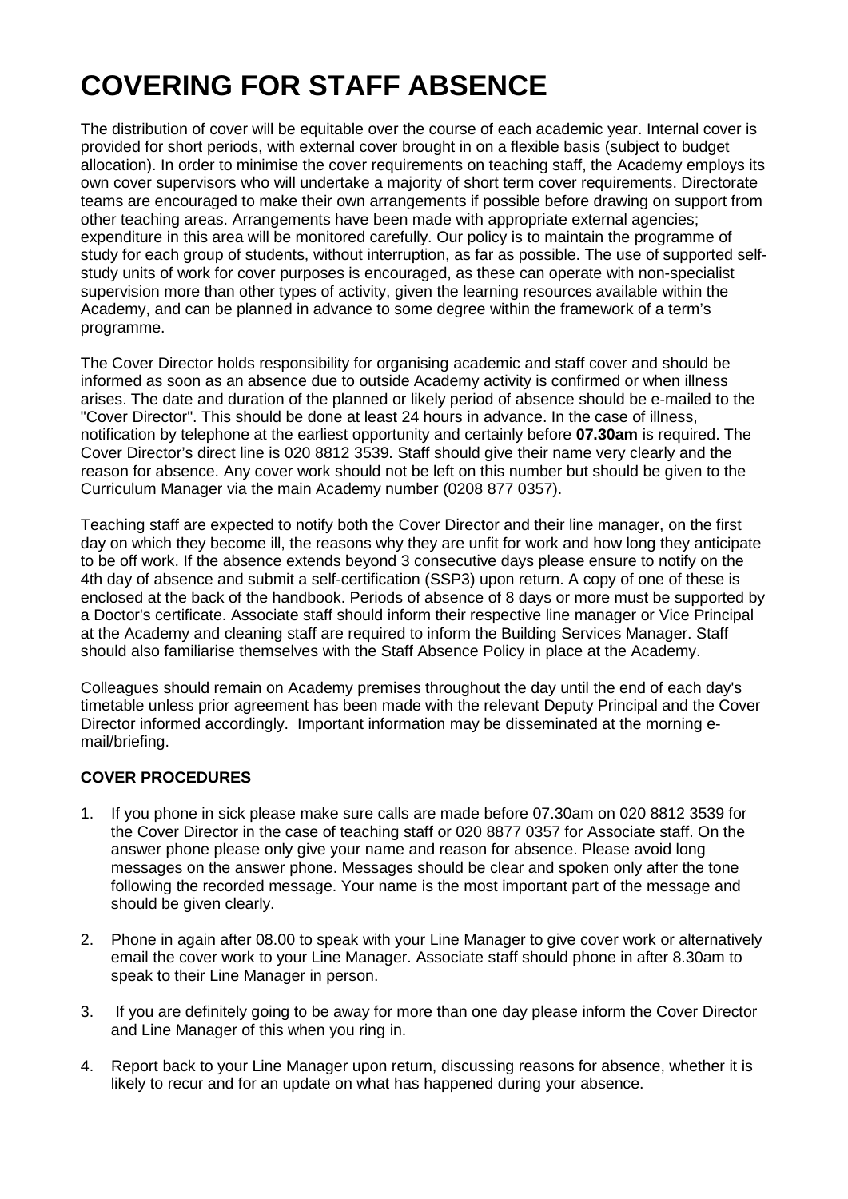# COVERING FOR STAFF ABSENCE

The distribution of cover will be equitable over the course of each academic year. Internal cover is provided for short periods, with external cover brought in on a flexible basis (subject to budget allocation). In order to minimise the cover requirements on teaching staff, the Academy employs its own cover supervisors who will undertake a majority of short term cover requirements. Directorate teams are encouraged to make their own arrangements if possible before drawing on support from other teaching areas. Arrangements have been made with appropriate external agencies; expenditure in this area will be monitored carefully. Our policy is to maintain the programme of study for each group of students, without interruption, as far as possible. The use of supported self-study units of work for cover purposes is encouraged, as these can operate with non-specialist supervision more than other types of activity, given the learning resources available within the Academy, and can be planned in advance to some degree within the framework of a term's programme.

The Cover Director holds responsibility for organising academic and staff cover and should be informed as soon as an absence due to outside Academy activity is confirmed or when illness arises. The date and duration of the planned or likely period of absence should be e-mailed to the "Cover Director". This should be done at least 24 hours in advance. In the case of illness, notification by telephone at the earliest opportunity and certainly before **07.30am** is required. The Cover Director's direct line is 020 8812 3539. Staff should give their name very clearly and the reason for absence. Any cover work should not be left on this number but should be given to the Curriculum Manager via the main Academy number (0208 877 0357).

Teaching staff are expected to notify both the Cover Director and their line manager, on the first day on which they become ill, the reasons why they are unfit for work and how long they anticipate to be off work. If the absence extends beyond 3 consecutive days please ensure to notify on the 4th day of absence and submit a self-certification (SSP3) upon return. A copy of one of these is enclosed at the back of the handbook. Periods of absence of 8 days or more must be supported by a Doctor's certificate. Associate staff should inform their respective line manager or Vice Principal at the Academy and cleaning staff are required to inform the Building Services Manager. Staff should also familiarise themselves with the Staff Absence Policy in place at the Academy.

Colleagues should remain on Academy premises throughout the day until the end of each day's timetable unless prior agreement has been made with the relevant Deputy Principal and the Cover Director informed accordingly. Important information may be disseminated at the morning e-mail/briefing.

**COVER PROCEDURES**

1. If you phone in sick please make sure calls are made before 07.30am on 020 8812 3539 for the Cover Director in the case of teaching staff or 020 8877 0357 for Associate staff. On the answer phone please only give your name and reason for absence. Please avoid long messages on the answer phone. Messages should be clear and spoken only after the tone following the recorded message. Your name is the most important part of the message and should be given clearly.

2. Phone in again after 08.00 to speak with your Line Manager to give cover work or alternatively email the cover work to your Line Manager. Associate staff should phone in after 8.30am to speak to their Line Manager in person.

3. If you are definitely going to be away for more than one day please inform the Cover Director and Line Manager of this when you ring in.

4. Report back to your Line Manager upon return, discussing reasons for absence, whether it is likely to recur and for an update on what has happened during your absence.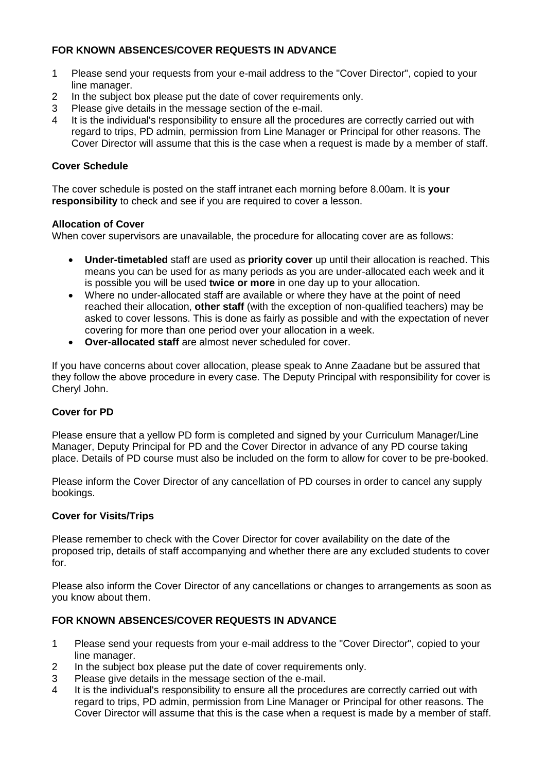**FOR KNOWN ABSENCES/COVER REQUESTS IN ADVANCE**

1. Please send your requests from your e-mail address to the "Cover Director", copied to your line manager.
2. In the subject box please put the date of cover requirements only.
3. Please give details in the message section of the e-mail.
4. It is the individual's responsibility to ensure all the procedures are correctly carried out with regard to trips, PD admin, permission from Line Manager or Principal for other reasons. The Cover Director will assume that this is the case when a request is made by a member of staff.

**Cover Schedule**

The cover schedule is posted on the staff intranet each morning before 8.00am. It is **your responsibility** to check and see if you are required to cover a lesson.

**Allocation of Cover**

When cover supervisors are unavailable, the procedure for allocating cover are as follows:

- **Under-timetabled** staff are used as **priority cover** up until their allocation is reached. This means you can be used for as many periods as you are under-allocated each week and it is possible you will be used **twice or more** in one day up to your allocation.
- Where no under-allocated staff are available or where they have at the point of need reached their allocation, **other staff** (with the exception of non-qualified teachers) may be asked to cover lessons. This is done as fairly as possible and with the expectation of never covering for more than one period over your allocation in a week.
- **Over-allocated staff** are almost never scheduled for cover.

If you have concerns about cover allocation, please speak to Anne Zaadane but be assured that they follow the above procedure in every case. The Deputy Principal with responsibility for cover is Cheryl John.

**Cover for PD**

Please ensure that a yellow PD form is completed and signed by your Curriculum Manager/Line Manager, Deputy Principal for PD and the Cover Director in advance of any PD course taking place. Details of PD course must also be included on the form to allow for cover to be pre-booked.

Please inform the Cover Director of any cancellation of PD courses in order to cancel any supply bookings.

**Cover for Visits/Trips**

Please remember to check with the Cover Director for cover availability on the date of the proposed trip, details of staff accompanying and whether there are any excluded students to cover for.

Please also inform the Cover Director of any cancellations or changes to arrangements as soon as you know about them.

**FOR KNOWN ABSENCES/COVER REQUESTS IN ADVANCE**

1. Please send your requests from your e-mail address to the "Cover Director", copied to your line manager.
2. In the subject box please put the date of cover requirements only.
3. Please give details in the message section of the e-mail.
4. It is the individual's responsibility to ensure all the procedures are correctly carried out with regard to trips, PD admin, permission from Line Manager or Principal for other reasons. The Cover Director will assume that this is the case when a request is made by a member of staff.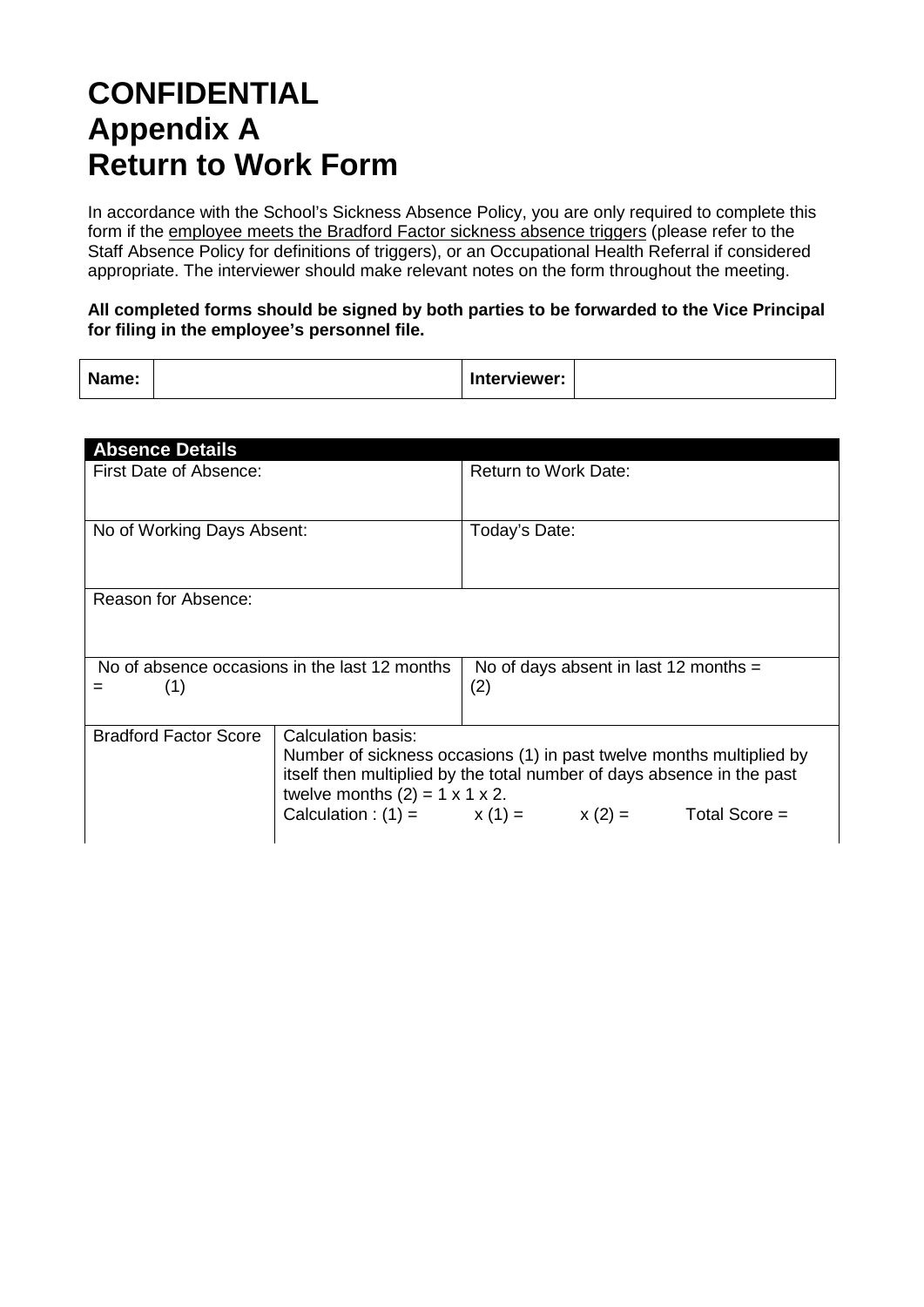# CONFIDENTIAL
# Appendix A
# Return to Work Form

In accordance with the School's Sickness Absence Policy, you are only required to complete this form if the <u>employee meets the Bradford Factor sickness absence triggers</u> (please refer to the Staff Absence Policy for definitions of triggers), or an Occupational Health Referral if considered appropriate. The interviewer should make relevant notes on the form throughout the meeting.

**All completed forms should be signed by both parties to be forwarded to the Vice Principal for filing in the employee's personnel file.**

| **Name:** | | **Interviewer:** | |
|---|---|---|---|

| **Absence Details** | | |
|---|---|---|
| First Date of Absence: | | Return to Work Date: |
| No of Working Days Absent: | | Today's Date: |
| Reason for Absence: | | |
| No of absence occasions in the last 12 months = (1) | | No of days absent in last 12 months = (2) |
| Bradford Factor Score | Calculation basis:<br>Number of sickness occasions (1) in past twelve months multiplied by itself then multiplied by the total number of days absence in the past twelve months (2) = 1 x 1 x 2.<br>Calculation : (1) = x (1) = x (2) = Total Score = | |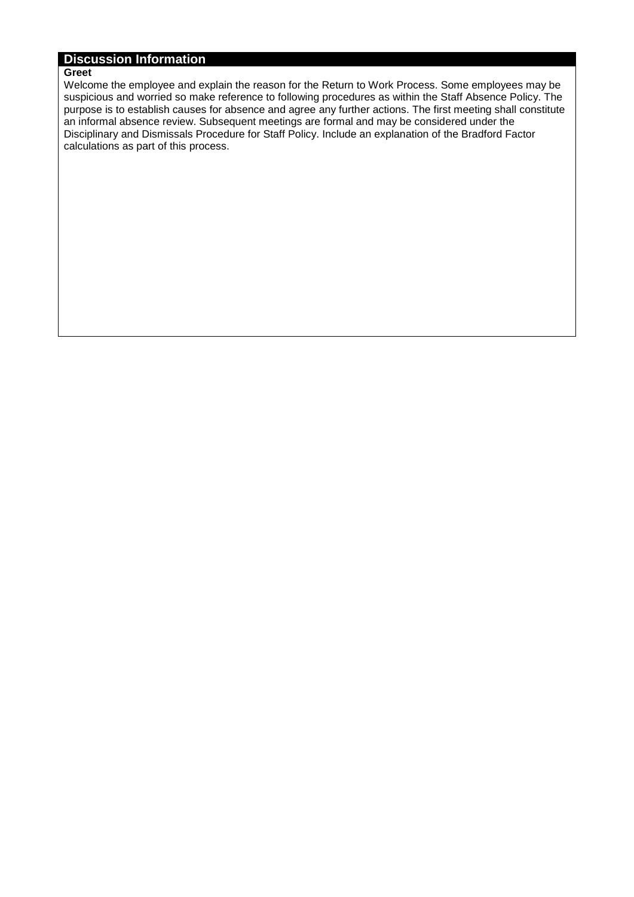## Discussion Information

**Greet**

Welcome the employee and explain the reason for the Return to Work Process. Some employees may be suspicious and worried so make reference to following procedures as within the Staff Absence Policy. The purpose is to establish causes for absence and agree any further actions. The first meeting shall constitute an informal absence review. Subsequent meetings are formal and may be considered under the Disciplinary and Dismissals Procedure for Staff Policy. Include an explanation of the Bradford Factor calculations as part of this process.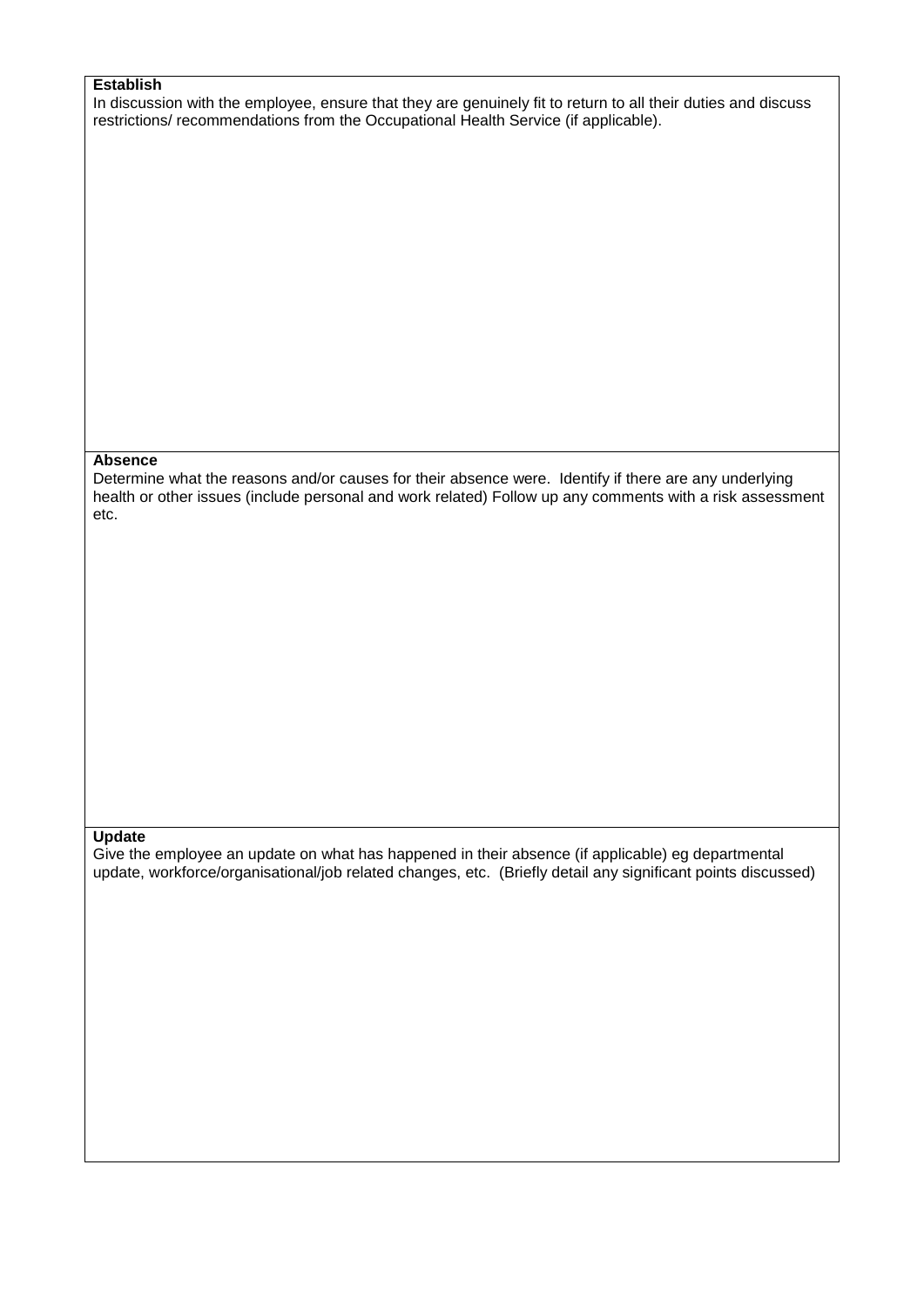**Establish**

In discussion with the employee, ensure that they are genuinely fit to return to all their duties and discuss restrictions/ recommendations from the Occupational Health Service (if applicable).

**Absence**

Determine what the reasons and/or causes for their absence were. Identify if there are any underlying health or other issues (include personal and work related) Follow up any comments with a risk assessment etc.

**Update**

Give the employee an update on what has happened in their absence (if applicable) eg departmental update, workforce/organisational/job related changes, etc. (Briefly detail any significant points discussed)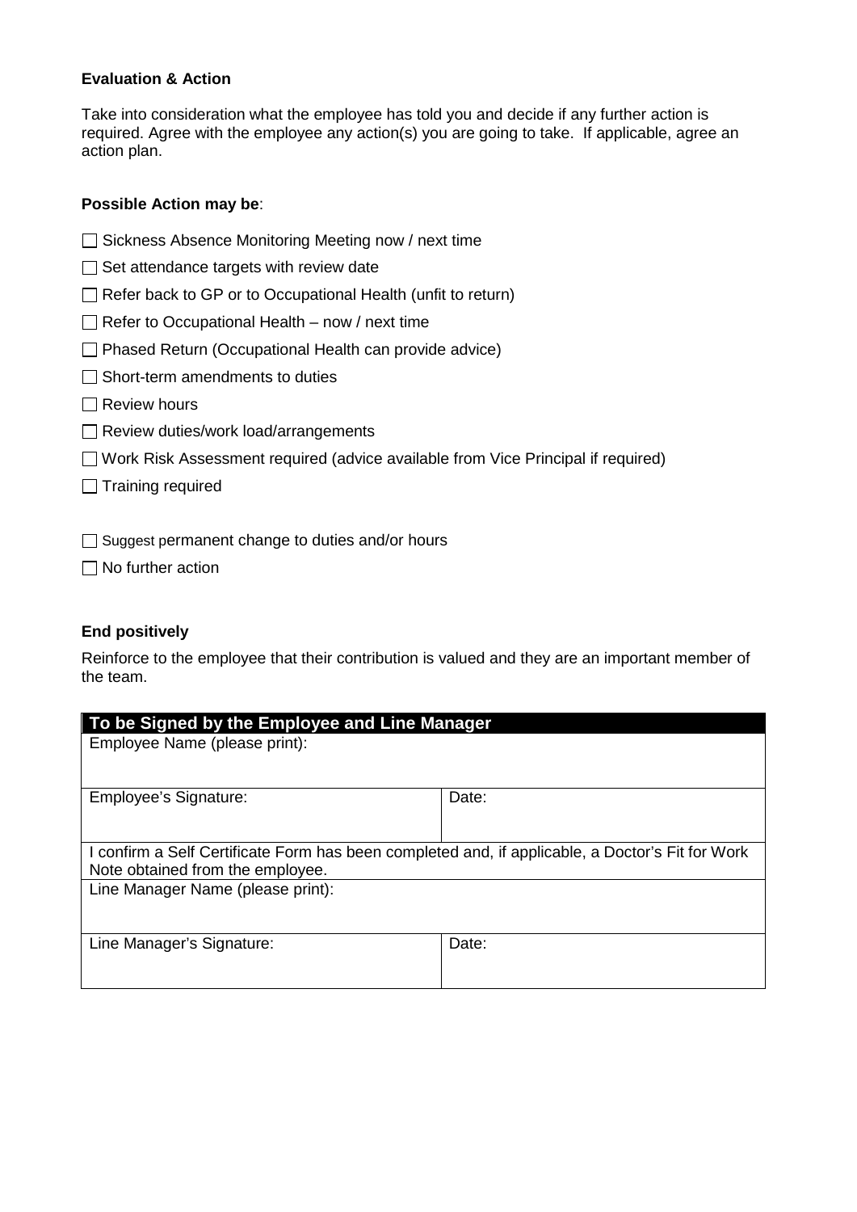**Evaluation & Action**

Take into consideration what the employee has told you and decide if any further action is required. Agree with the employee any action(s) you are going to take. If applicable, agree an action plan.

**Possible Action may be**:

☐ Sickness Absence Monitoring Meeting now / next time

☐ Set attendance targets with review date

☐ Refer back to GP or to Occupational Health (unfit to return)

☐ Refer to Occupational Health – now / next time

☐ Phased Return (Occupational Health can provide advice)

☐ Short-term amendments to duties

☐ Review hours

☐ Review duties/work load/arrangements

☐ Work Risk Assessment required (advice available from Vice Principal if required)

☐ Training required

☐ Suggest permanent change to duties and/or hours

☐ No further action

**End positively**

Reinforce to the employee that their contribution is valued and they are an important member of the team.

| **To be Signed by the Employee and Line Manager** | |
|---|---|
| Employee Name (please print): | |
| Employee's Signature: | Date: |
| I confirm a Self Certificate Form has been completed and, if applicable, a Doctor's Fit for Work Note obtained from the employee. | |
| Line Manager Name (please print): | |
| Line Manager's Signature: | Date: |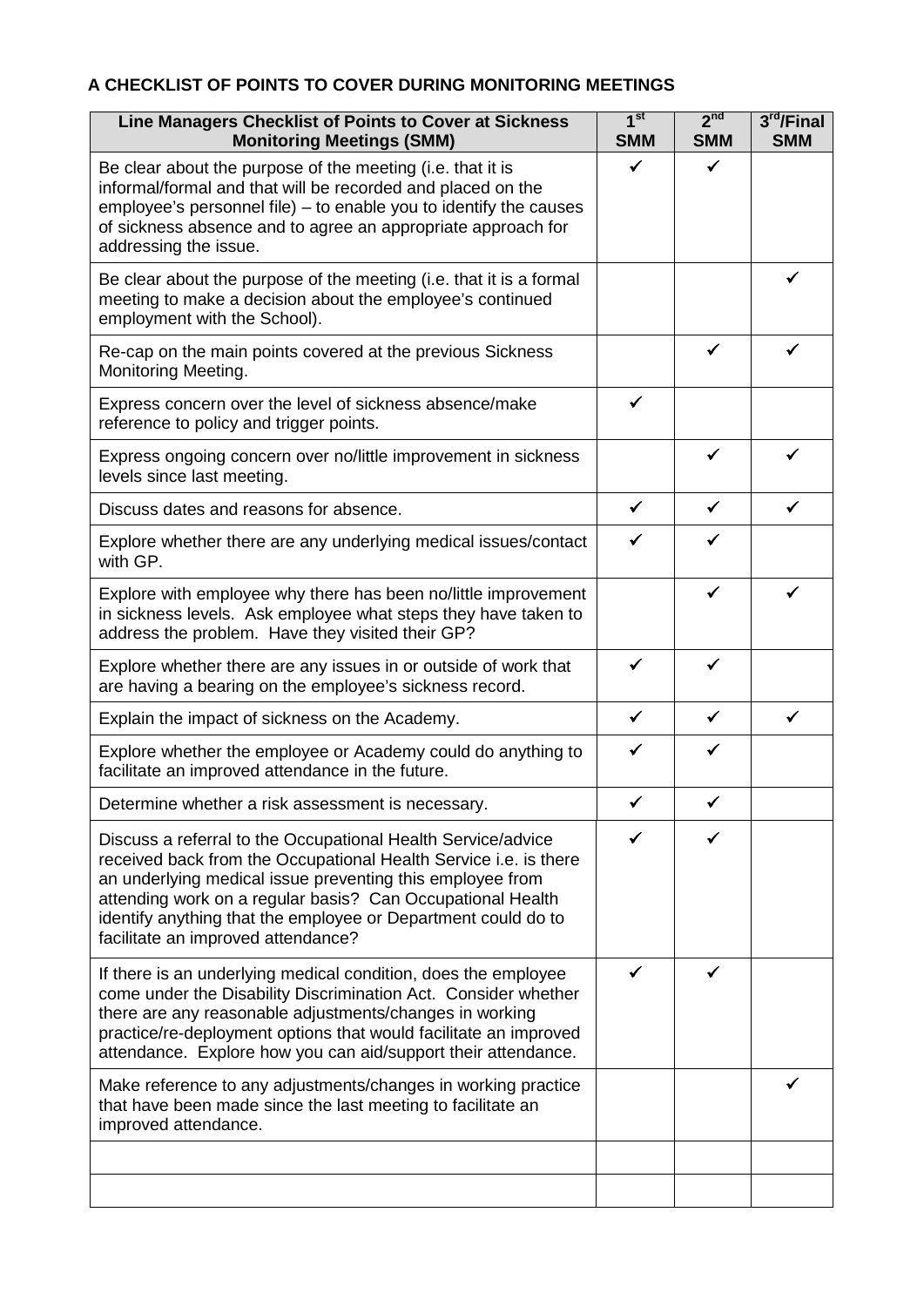**A CHECKLIST OF POINTS TO COVER DURING MONITORING MEETINGS**

| Line Managers Checklist of Points to Cover at Sickness Monitoring Meetings (SMM) | 1st SMM | 2nd SMM | 3rd/Final SMM |
|---|---|---|---|
| Be clear about the purpose of the meeting (i.e. that it is informal/formal and that will be recorded and placed on the employee's personnel file) – to enable you to identify the causes of sickness absence and to agree an appropriate approach for addressing the issue. | ✓ | ✓ | |
| Be clear about the purpose of the meeting (i.e. that it is a formal meeting to make a decision about the employee's continued employment with the School). | | | ✓ |
| Re-cap on the main points covered at the previous Sickness Monitoring Meeting. | | ✓ | ✓ |
| Express concern over the level of sickness absence/make reference to policy and trigger points. | ✓ | | |
| Express ongoing concern over no/little improvement in sickness levels since last meeting. | | ✓ | ✓ |
| Discuss dates and reasons for absence. | ✓ | ✓ | ✓ |
| Explore whether there are any underlying medical issues/contact with GP. | ✓ | ✓ | |
| Explore with employee why there has been no/little improvement in sickness levels. Ask employee what steps they have taken to address the problem. Have they visited their GP? | | ✓ | ✓ |
| Explore whether there are any issues in or outside of work that are having a bearing on the employee's sickness record. | ✓ | ✓ | |
| Explain the impact of sickness on the Academy. | ✓ | ✓ | ✓ |
| Explore whether the employee or Academy could do anything to facilitate an improved attendance in the future. | ✓ | ✓ | |
| Determine whether a risk assessment is necessary. | ✓ | ✓ | |
| Discuss a referral to the Occupational Health Service/advice received back from the Occupational Health Service i.e. is there an underlying medical issue preventing this employee from attending work on a regular basis? Can Occupational Health identify anything that the employee or Department could do to facilitate an improved attendance? | ✓ | ✓ | |
| If there is an underlying medical condition, does the employee come under the Disability Discrimination Act. Consider whether there are any reasonable adjustments/changes in working practice/re-deployment options that would facilitate an improved attendance. Explore how you can aid/support their attendance. | ✓ | ✓ | |
| Make reference to any adjustments/changes in working practice that have been made since the last meeting to facilitate an improved attendance. | | | ✓ |
| | | | |
| | | | |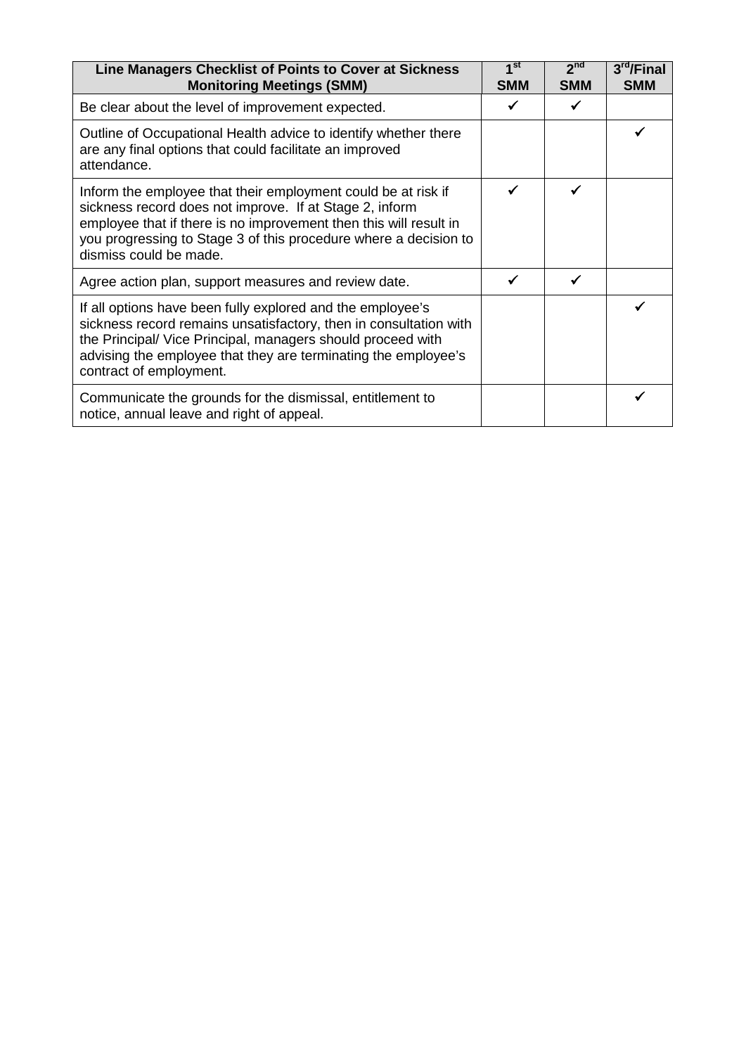| Line Managers Checklist of Points to Cover at Sickness Monitoring Meetings (SMM) | 1st SMM | 2nd SMM | 3rd/Final SMM |
|---|---|---|---|
| Be clear about the level of improvement expected. | ✓ | ✓ | |
| Outline of Occupational Health advice to identify whether there are any final options that could facilitate an improved attendance. | | | ✓ |
| Inform the employee that their employment could be at risk if sickness record does not improve. If at Stage 2, inform employee that if there is no improvement then this will result in you progressing to Stage 3 of this procedure where a decision to dismiss could be made. | ✓ | ✓ | |
| Agree action plan, support measures and review date. | ✓ | ✓ | |
| If all options have been fully explored and the employee's sickness record remains unsatisfactory, then in consultation with the Principal/ Vice Principal, managers should proceed with advising the employee that they are terminating the employee's contract of employment. | | | ✓ |
| Communicate the grounds for the dismissal, entitlement to notice, annual leave and right of appeal. | | | ✓ |